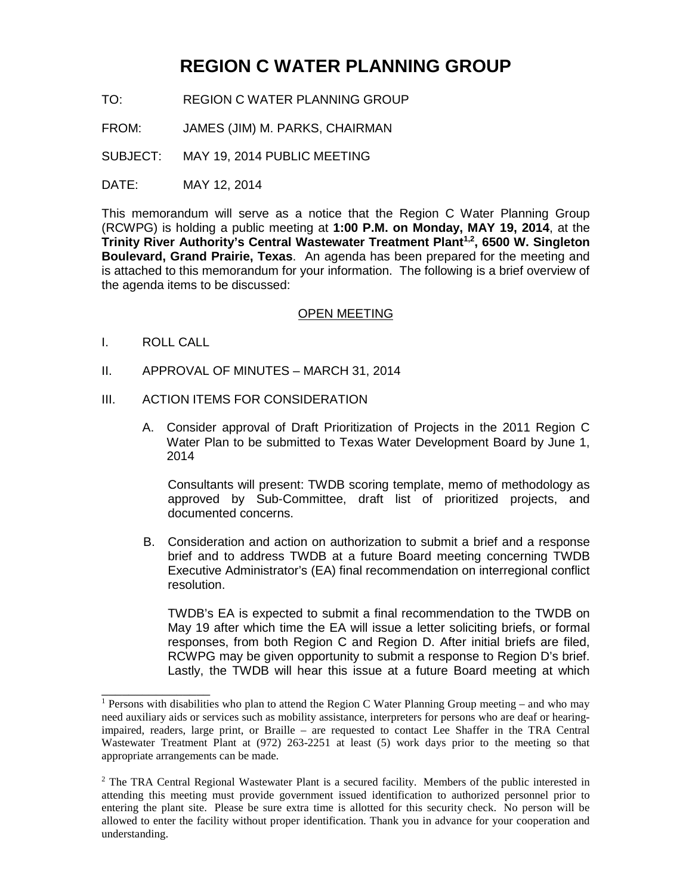# REGION C WATER PLANNING GROUP

TO: REGION C WATER PLANNING GROUP

FROM: JAMES (JIM) M. PARKS, CHAIRMAN

SUBJECT: MAY 19, 2014 PUBLIC MEETING

DATE: MAY 12, 2014

This memorandum will serve as a notice that the Region C Water Planning Group (RCWPG) is holding a public meeting at **1:00 P.M. on Monday, MAY 19, 2014**, at the **Trinity River Authority's Central Wastewater Treatment Plant[1,2], 6500 W. Singleton Boulevard, Grand Prairie, Texas**. An agenda has been prepared for the meeting and is attached to this memorandum for your information. The following is a brief overview of the agenda items to be discussed:

<u>OPEN MEETING</u>

I. ROLL CALL

II. APPROVAL OF MINUTES – MARCH 31, 2014

III. ACTION ITEMS FOR CONSIDERATION

A. Consider approval of Draft Prioritization of Projects in the 2011 Region C Water Plan to be submitted to Texas Water Development Board by June 1, 2014

Consultants will present: TWDB scoring template, memo of methodology as approved by Sub-Committee, draft list of prioritized projects, and documented concerns.

B. Consideration and action on authorization to submit a brief and a response brief and to address TWDB at a future Board meeting concerning TWDB Executive Administrator's (EA) final recommendation on interregional conflict resolution.

TWDB's EA is expected to submit a final recommendation to the TWDB on May 19 after which time the EA will issue a letter soliciting briefs, or formal responses, from both Region C and Region D. After initial briefs are filed, RCWPG may be given opportunity to submit a response to Region D's brief. Lastly, the TWDB will hear this issue at a future Board meeting at which

---

[1] Persons with disabilities who plan to attend the Region C Water Planning Group meeting – and who may need auxiliary aids or services such as mobility assistance, interpreters for persons who are deaf or hearing-impaired, readers, large print, or Braille – are requested to contact Lee Shaffer in the TRA Central Wastewater Treatment Plant at (972) 263-2251 at least (5) work days prior to the meeting so that appropriate arrangements can be made.

[2] The TRA Central Regional Wastewater Plant is a secured facility. Members of the public interested in attending this meeting must provide government issued identification to authorized personnel prior to entering the plant site. Please be sure extra time is allotted for this security check. No person will be allowed to enter the facility without proper identification. Thank you in advance for your cooperation and understanding.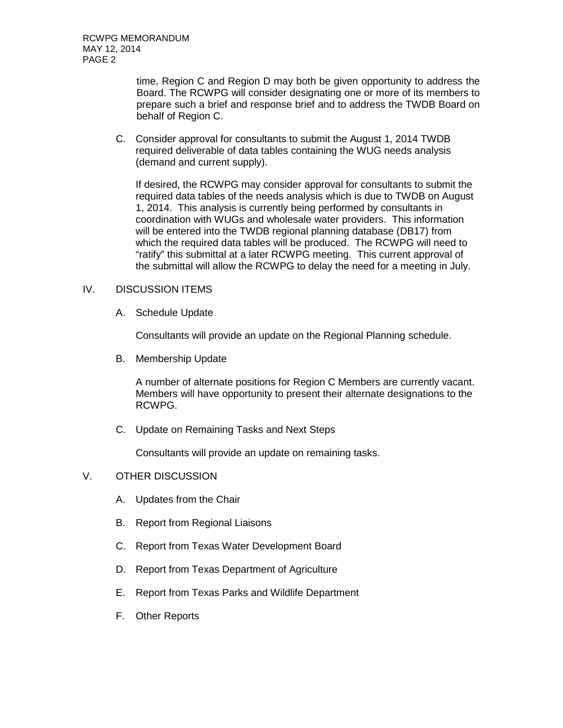time, Region C and Region D may both be given opportunity to address the Board. The RCWPG will consider designating one or more of its members to prepare such a brief and response brief and to address the TWDB Board on behalf of Region C.

C. Consider approval for consultants to submit the August 1, 2014 TWDB required deliverable of data tables containing the WUG needs analysis (demand and current supply).

   If desired, the RCWPG may consider approval for consultants to submit the required data tables of the needs analysis which is due to TWDB on August 1, 2014. This analysis is currently being performed by consultants in coordination with WUGs and wholesale water providers. This information will be entered into the TWDB regional planning database (DB17) from which the required data tables will be produced. The RCWPG will need to "ratify" this submittal at a later RCWPG meeting. This current approval of the submittal will allow the RCWPG to delay the need for a meeting in July.

## IV. DISCUSSION ITEMS

A. Schedule Update

   Consultants will provide an update on the Regional Planning schedule.

B. Membership Update

   A number of alternate positions for Region C Members are currently vacant. Members will have opportunity to present their alternate designations to the RCWPG.

C. Update on Remaining Tasks and Next Steps

   Consultants will provide an update on remaining tasks.

## V. OTHER DISCUSSION

A. Updates from the Chair

B. Report from Regional Liaisons

C. Report from Texas Water Development Board

D. Report from Texas Department of Agriculture

E. Report from Texas Parks and Wildlife Department

F. Other Reports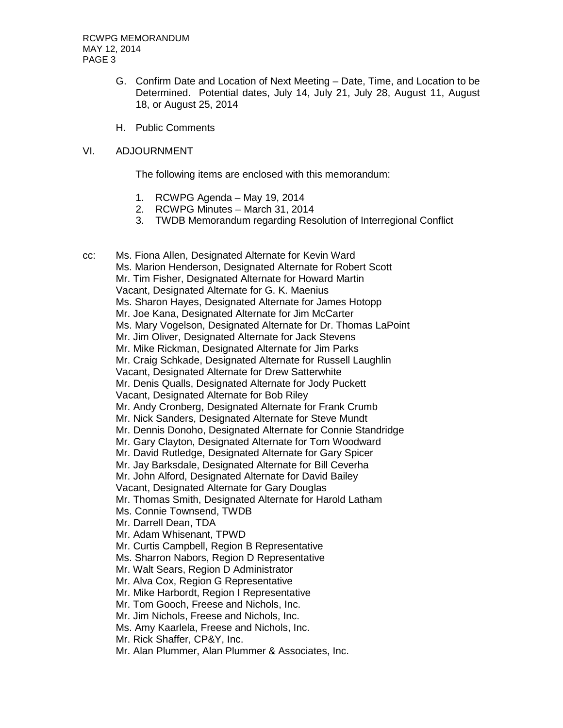G. Confirm Date and Location of Next Meeting – Date, Time, and Location to be Determined. Potential dates, July 14, July 21, July 28, August 11, August 18, or August 25, 2014

H. Public Comments

VI. ADJOURNMENT

The following items are enclosed with this memorandum:

1. RCWPG Agenda – May 19, 2014
2. RCWPG Minutes – March 31, 2014
3. TWDB Memorandum regarding Resolution of Interregional Conflict

cc: Ms. Fiona Allen, Designated Alternate for Kevin Ward
Ms. Marion Henderson, Designated Alternate for Robert Scott
Mr. Tim Fisher, Designated Alternate for Howard Martin
Vacant, Designated Alternate for G. K. Maenius
Ms. Sharon Hayes, Designated Alternate for James Hotopp
Mr. Joe Kana, Designated Alternate for Jim McCarter
Ms. Mary Vogelson, Designated Alternate for Dr. Thomas LaPoint
Mr. Jim Oliver, Designated Alternate for Jack Stevens
Mr. Mike Rickman, Designated Alternate for Jim Parks
Mr. Craig Schkade, Designated Alternate for Russell Laughlin
Vacant, Designated Alternate for Drew Satterwhite
Mr. Denis Qualls, Designated Alternate for Jody Puckett
Vacant, Designated Alternate for Bob Riley
Mr. Andy Cronberg, Designated Alternate for Frank Crumb
Mr. Nick Sanders, Designated Alternate for Steve Mundt
Mr. Dennis Donoho, Designated Alternate for Connie Standridge
Mr. Gary Clayton, Designated Alternate for Tom Woodward
Mr. David Rutledge, Designated Alternate for Gary Spicer
Mr. Jay Barksdale, Designated Alternate for Bill Ceverha
Mr. John Alford, Designated Alternate for David Bailey
Vacant, Designated Alternate for Gary Douglas
Mr. Thomas Smith, Designated Alternate for Harold Latham
Ms. Connie Townsend, TWDB
Mr. Darrell Dean, TDA
Mr. Adam Whisenant, TPWD
Mr. Curtis Campbell, Region B Representative
Ms. Sharron Nabors, Region D Representative
Mr. Walt Sears, Region D Administrator
Mr. Alva Cox, Region G Representative
Mr. Mike Harbordt, Region I Representative
Mr. Tom Gooch, Freese and Nichols, Inc.
Mr. Jim Nichols, Freese and Nichols, Inc.
Ms. Amy Kaarlela, Freese and Nichols, Inc.
Mr. Rick Shaffer, CP&Y, Inc.
Mr. Alan Plummer, Alan Plummer & Associates, Inc.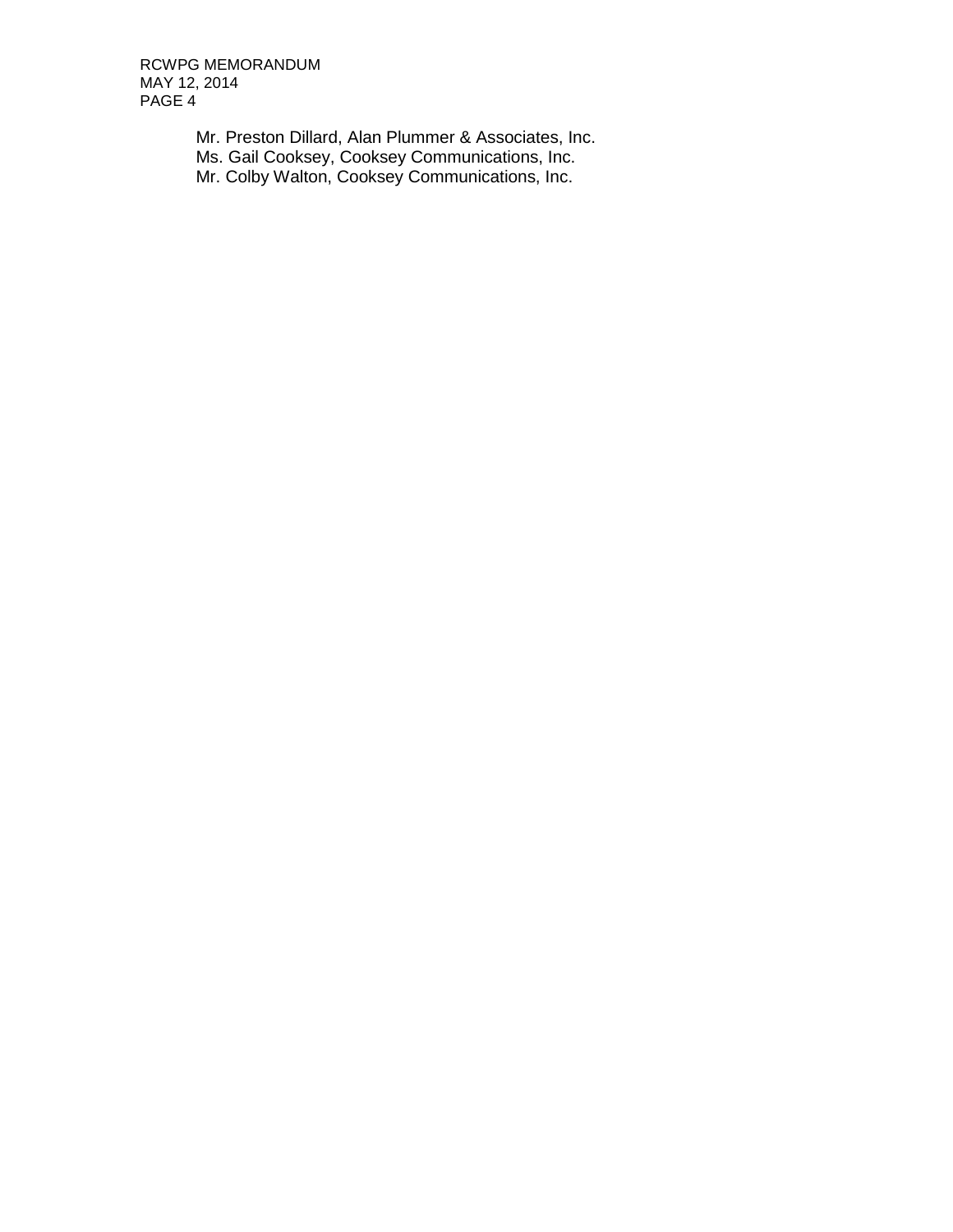Mr. Preston Dillard, Alan Plummer & Associates, Inc.
Ms. Gail Cooksey, Cooksey Communications, Inc.
Mr. Colby Walton, Cooksey Communications, Inc.